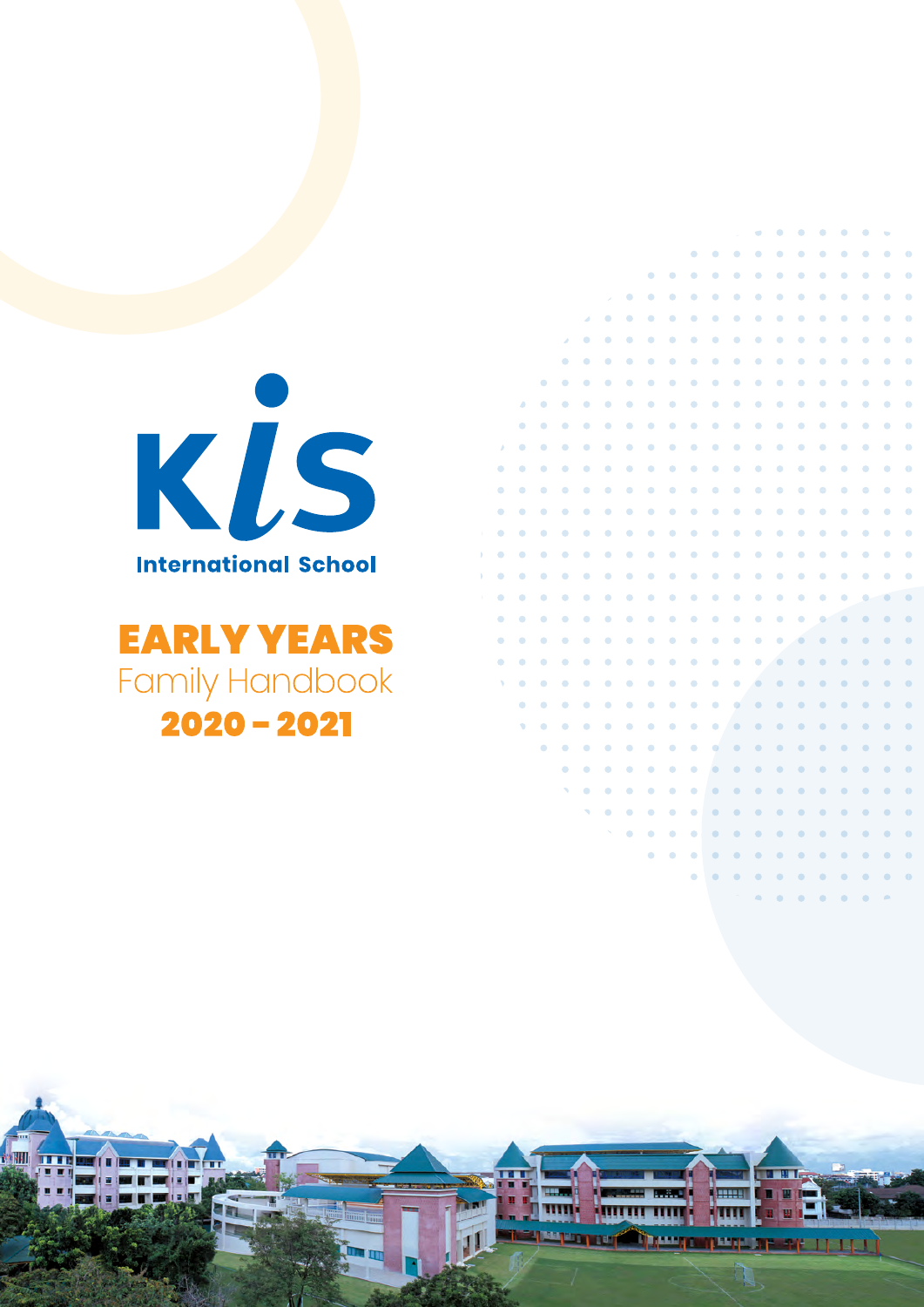KIS

International School

# EARLY YEARS

## Family Handbook

## 2020 - 2021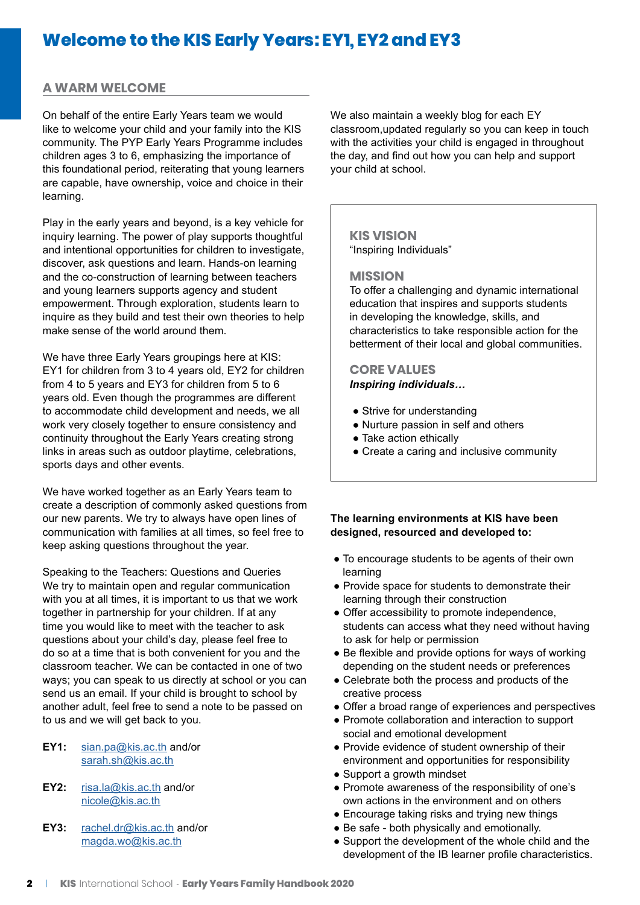# Welcome to the KIS Early Years: EY1, EY2 and EY3

## A WARM WELCOME

On behalf of the entire Early Years team we would like to welcome your child and your family into the KIS community. The PYP Early Years Programme includes children ages 3 to 6, emphasizing the importance of this foundational period, reiterating that young learners are capable, have ownership, voice and choice in their learning.

Play in the early years and beyond, is a key vehicle for inquiry learning. The power of play supports thoughtful and intentional opportunities for children to investigate, discover, ask questions and learn. Hands-on learning and the co-construction of learning between teachers and young learners supports agency and student empowerment. Through exploration, students learn to inquire as they build and test their own theories to help make sense of the world around them.

We have three Early Years groupings here at KIS: EY1 for children from 3 to 4 years old, EY2 for children from 4 to 5 years and EY3 for children from 5 to 6 years old. Even though the programmes are different to accommodate child development and needs, we all work very closely together to ensure consistency and continuity throughout the Early Years creating strong links in areas such as outdoor playtime, celebrations, sports days and other events.

We have worked together as an Early Years team to create a description of commonly asked questions from our new parents. We try to always have open lines of communication with families at all times, so feel free to keep asking questions throughout the year.

Speaking to the Teachers: Questions and Queries
We try to maintain open and regular communication with you at all times, it is important to us that we work together in partnership for your children. If at any time you would like to meet with the teacher to ask questions about your child's day, please feel free to do so at a time that is both convenient for you and the classroom teacher. We can be contacted in one of two ways; you can speak to us directly at school or you can send us an email. If your child is brought to school by another adult, feel free to send a note to be passed on to us and we will get back to you.

**EY1:** sian.pa@kis.ac.th and/or sarah.sh@kis.ac.th

**EY2:** risa.la@kis.ac.th and/or nicole@kis.ac.th

**EY3:** rachel.dr@kis.ac.th and/or magda.wo@kis.ac.th

We also maintain a weekly blog for each EY classroom,updated regularly so you can keep in touch with the activities your child is engaged in throughout the day, and find out how you can help and support your child at school.

### KIS VISION
"Inspiring Individuals"

### MISSION
To offer a challenging and dynamic international education that inspires and supports students in developing the knowledge, skills, and characteristics to take responsible action for the betterment of their local and global communities.

### CORE VALUES
***Inspiring individuals…***

- Strive for understanding
- Nurture passion in self and others
- Take action ethically
- Create a caring and inclusive community

**The learning environments at KIS have been designed, resourced and developed to:**

- To encourage students to be agents of their own learning
- Provide space for students to demonstrate their learning through their construction
- Offer accessibility to promote independence, students can access what they need without having to ask for help or permission
- Be flexible and provide options for ways of working depending on the student needs or preferences
- Celebrate both the process and products of the creative process
- Offer a broad range of experiences and perspectives
- Promote collaboration and interaction to support social and emotional development
- Provide evidence of student ownership of their environment and opportunities for responsibility
- Support a growth mindset
- Promote awareness of the responsibility of one's own actions in the environment and on others
- Encourage taking risks and trying new things
- Be safe - both physically and emotionally.
- Support the development of the whole child and the development of the IB learner profile characteristics.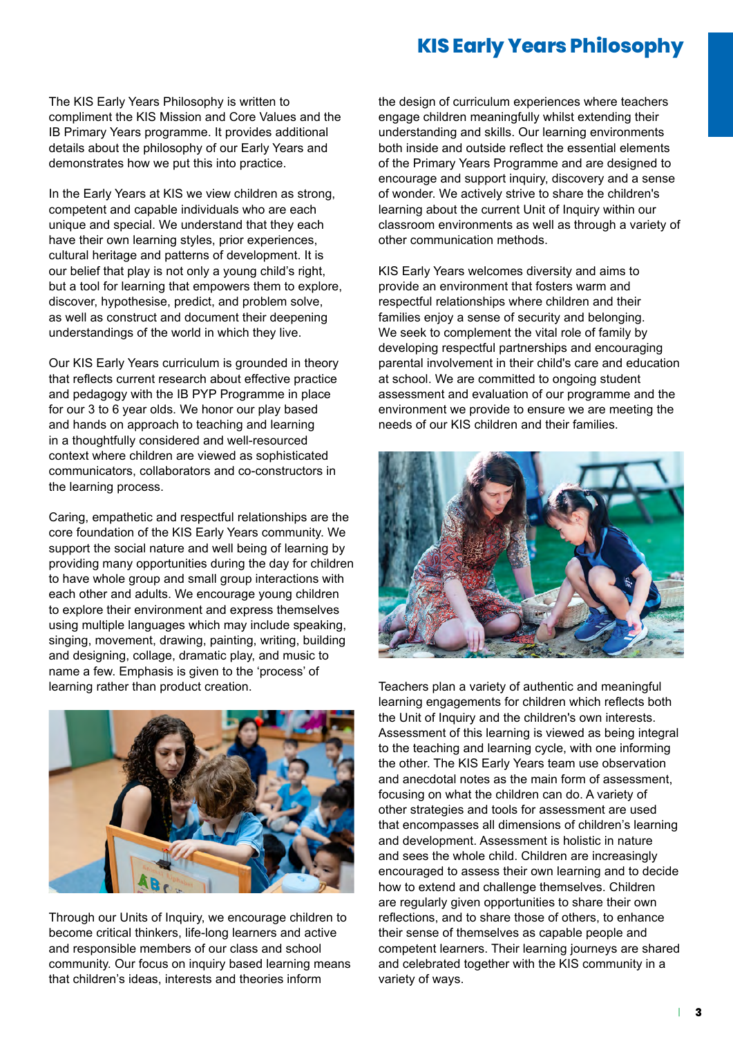# KIS Early Years Philosophy

The KIS Early Years Philosophy is written to compliment the KIS Mission and Core Values and the IB Primary Years programme. It provides additional details about the philosophy of our Early Years and demonstrates how we put this into practice.

In the Early Years at KIS we view children as strong, competent and capable individuals who are each unique and special. We understand that they each have their own learning styles, prior experiences, cultural heritage and patterns of development. It is our belief that play is not only a young child's right, but a tool for learning that empowers them to explore, discover, hypothesise, predict, and problem solve, as well as construct and document their deepening understandings of the world in which they live.

Our KIS Early Years curriculum is grounded in theory that reflects current research about effective practice and pedagogy with the IB PYP Programme in place for our 3 to 6 year olds. We honor our play based and hands on approach to teaching and learning in a thoughtfully considered and well-resourced context where children are viewed as sophisticated communicators, collaborators and co-constructors in the learning process.

Caring, empathetic and respectful relationships are the core foundation of the KIS Early Years community. We support the social nature and well being of learning by providing many opportunities during the day for children to have whole group and small group interactions with each other and adults. We encourage young children to explore their environment and express themselves using multiple languages which may include speaking, singing, movement, drawing, painting, writing, building and designing, collage, dramatic play, and music to name a few. Emphasis is given to the 'process' of learning rather than product creation.

Through our Units of Inquiry, we encourage children to become critical thinkers, life-long learners and active and responsible members of our class and school community. Our focus on inquiry based learning means that children's ideas, interests and theories inform the design of curriculum experiences where teachers engage children meaningfully whilst extending their understanding and skills. Our learning environments both inside and outside reflect the essential elements of the Primary Years Programme and are designed to encourage and support inquiry, discovery and a sense of wonder. We actively strive to share the children's learning about the current Unit of Inquiry within our classroom environments as well as through a variety of other communication methods.

KIS Early Years welcomes diversity and aims to provide an environment that fosters warm and respectful relationships where children and their families enjoy a sense of security and belonging. We seek to complement the vital role of family by developing respectful partnerships and encouraging parental involvement in their child's care and education at school. We are committed to ongoing student assessment and evaluation of our programme and the environment we provide to ensure we are meeting the needs of our KIS children and their families.

Teachers plan a variety of authentic and meaningful learning engagements for children which reflects both the Unit of Inquiry and the children's own interests. Assessment of this learning is viewed as being integral to the teaching and learning cycle, with one informing the other. The KIS Early Years team use observation and anecdotal notes as the main form of assessment, focusing on what the children can do. A variety of other strategies and tools for assessment are used that encompasses all dimensions of children's learning and development. Assessment is holistic in nature and sees the whole child. Children are increasingly encouraged to assess their own learning and to decide how to extend and challenge themselves. Children are regularly given opportunities to share their own reflections, and to share those of others, to enhance their sense of themselves as capable people and competent learners. Their learning journeys are shared and celebrated together with the KIS community in a variety of ways.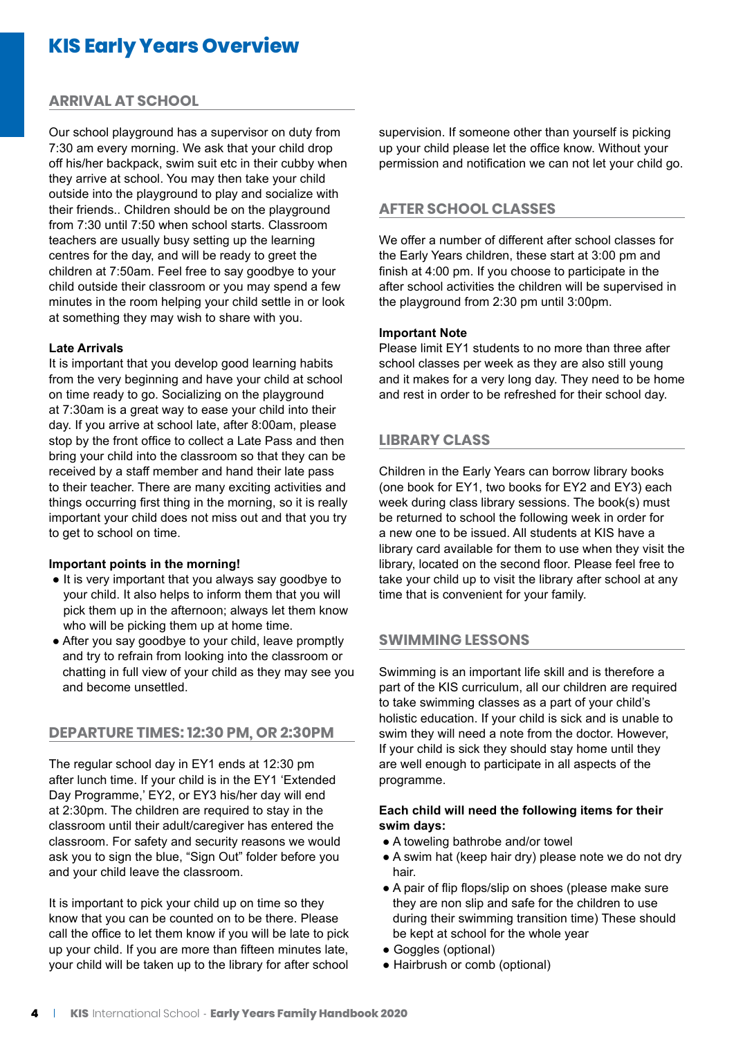# KIS Early Years Overview

## ARRIVAL AT SCHOOL

Our school playground has a supervisor on duty from 7:30 am every morning. We ask that your child drop off his/her backpack, swim suit etc in their cubby when they arrive at school. You may then take your child outside into the playground to play and socialize with their friends.. Children should be on the playground from 7:30 until 7:50 when school starts. Classroom teachers are usually busy setting up the learning centres for the day, and will be ready to greet the children at 7:50am. Feel free to say goodbye to your child outside their classroom or you may spend a few minutes in the room helping your child settle in or look at something they may wish to share with you.

**Late Arrivals**

It is important that you develop good learning habits from the very beginning and have your child at school on time ready to go. Socializing on the playground at 7:30am is a great way to ease your child into their day. If you arrive at school late, after 8:00am, please stop by the front office to collect a Late Pass and then bring your child into the classroom so that they can be received by a staff member and hand their late pass to their teacher. There are many exciting activities and things occurring first thing in the morning, so it is really important your child does not miss out and that you try to get to school on time.

**Important points in the morning!**

- It is very important that you always say goodbye to your child. It also helps to inform them that you will pick them up in the afternoon; always let them know who will be picking them up at home time.
- After you say goodbye to your child, leave promptly and try to refrain from looking into the classroom or chatting in full view of your child as they may see you and become unsettled.

## DEPARTURE TIMES: 12:30 PM, OR 2:30PM

The regular school day in EY1 ends at 12:30 pm after lunch time. If your child is in the EY1 'Extended Day Programme,' EY2, or EY3 his/her day will end at 2:30pm. The children are required to stay in the classroom until their adult/caregiver has entered the classroom. For safety and security reasons we would ask you to sign the blue, "Sign Out" folder before you and your child leave the classroom.

It is important to pick your child up on time so they know that you can be counted on to be there. Please call the office to let them know if you will be late to pick up your child. If you are more than fifteen minutes late, your child will be taken up to the library for after school supervision. If someone other than yourself is picking up your child please let the office know. Without your permission and notification we can not let your child go.

## AFTER SCHOOL CLASSES

We offer a number of different after school classes for the Early Years children, these start at 3:00 pm and finish at 4:00 pm. If you choose to participate in the after school activities the children will be supervised in the playground from 2:30 pm until 3:00pm.

**Important Note**

Please limit EY1 students to no more than three after school classes per week as they are also still young and it makes for a very long day. They need to be home and rest in order to be refreshed for their school day.

## LIBRARY CLASS

Children in the Early Years can borrow library books (one book for EY1, two books for EY2 and EY3) each week during class library sessions. The book(s) must be returned to school the following week in order for a new one to be issued. All students at KIS have a library card available for them to use when they visit the library, located on the second floor. Please feel free to take your child up to visit the library after school at any time that is convenient for your family.

## SWIMMING LESSONS

Swimming is an important life skill and is therefore a part of the KIS curriculum, all our children are required to take swimming classes as a part of your child's holistic education. If your child is sick and is unable to swim they will need a note from the doctor. However, If your child is sick they should stay home until they are well enough to participate in all aspects of the programme.

**Each child will need the following items for their swim days:**

- A toweling bathrobe and/or towel
- A swim hat (keep hair dry) please note we do not dry hair.
- A pair of flip flops/slip on shoes (please make sure they are non slip and safe for the children to use during their swimming transition time) These should be kept at school for the whole year
- Goggles (optional)
- Hairbrush or comb (optional)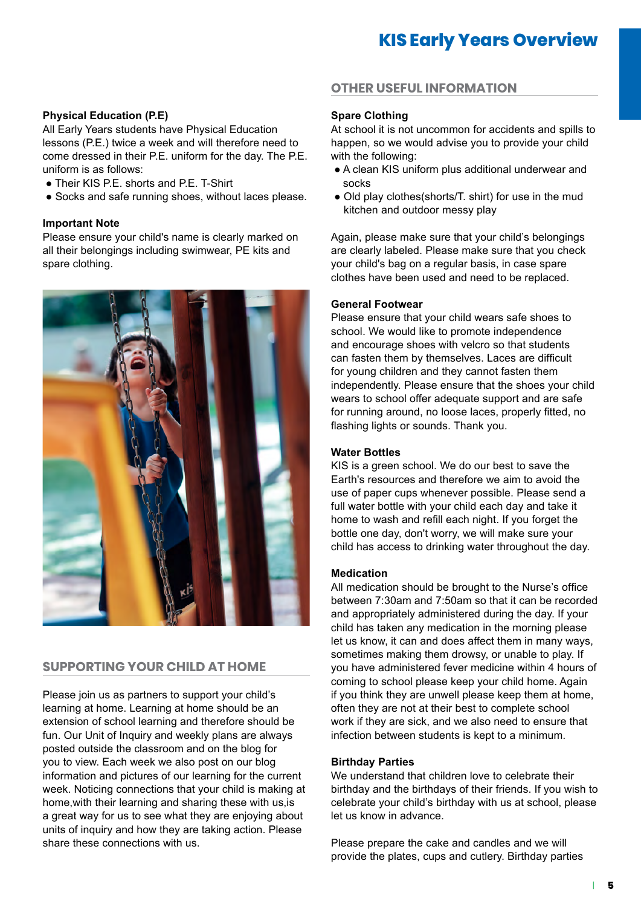### Physical Education (P.E)

All Early Years students have Physical Education lessons (P.E.) twice a week and will therefore need to come dressed in their P.E. uniform for the day. The P.E. uniform is as follows:

- Their KIS P.E. shorts and P.E. T-Shirt
- Socks and safe running shoes, without laces please.

### Important Note

Please ensure your child's name is clearly marked on all their belongings including swimwear, PE kits and spare clothing.

## SUPPORTING YOUR CHILD AT HOME

Please join us as partners to support your child's learning at home. Learning at home should be an extension of school learning and therefore should be fun. Our Unit of Inquiry and weekly plans are always posted outside the classroom and on the blog for you to view. Each week we also post on our blog information and pictures of our learning for the current week. Noticing connections that your child is making at home,with their learning and sharing these with us,is a great way for us to see what they are enjoying about units of inquiry and how they are taking action. Please share these connections with us.

## OTHER USEFUL INFORMATION

### Spare Clothing

At school it is not uncommon for accidents and spills to happen, so we would advise you to provide your child with the following:

- A clean KIS uniform plus additional underwear and socks
- Old play clothes(shorts/T. shirt) for use in the mud kitchen and outdoor messy play

Again, please make sure that your child's belongings are clearly labeled. Please make sure that you check your child's bag on a regular basis, in case spare clothes have been used and need to be replaced.

### General Footwear

Please ensure that your child wears safe shoes to school. We would like to promote independence and encourage shoes with velcro so that students can fasten them by themselves. Laces are difficult for young children and they cannot fasten them independently. Please ensure that the shoes your child wears to school offer adequate support and are safe for running around, no loose laces, properly fitted, no flashing lights or sounds. Thank you.

### Water Bottles

KIS is a green school. We do our best to save the Earth's resources and therefore we aim to avoid the use of paper cups whenever possible. Please send a full water bottle with your child each day and take it home to wash and refill each night. If you forget the bottle one day, don't worry, we will make sure your child has access to drinking water throughout the day.

### Medication

All medication should be brought to the Nurse's office between 7:30am and 7:50am so that it can be recorded and appropriately administered during the day. If your child has taken any medication in the morning please let us know, it can and does affect them in many ways, sometimes making them drowsy, or unable to play. If you have administered fever medicine within 4 hours of coming to school please keep your child home. Again if you think they are unwell please keep them at home, often they are not at their best to complete school work if they are sick, and we also need to ensure that infection between students is kept to a minimum.

### Birthday Parties

We understand that children love to celebrate their birthday and the birthdays of their friends. If you wish to celebrate your child's birthday with us at school, please let us know in advance.

Please prepare the cake and candles and we will provide the plates, cups and cutlery. Birthday parties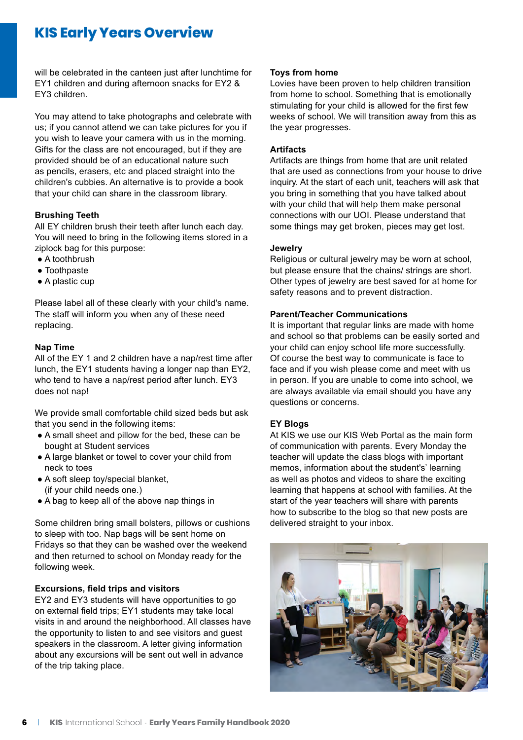# KIS Early Years Overview

will be celebrated in the canteen just after lunchtime for EY1 children and during afternoon snacks for EY2 & EY3 children.

You may attend to take photographs and celebrate with us; if you cannot attend we can take pictures for you if you wish to leave your camera with us in the morning. Gifts for the class are not encouraged, but if they are provided should be of an educational nature such as pencils, erasers, etc and placed straight into the children's cubbies. An alternative is to provide a book that your child can share in the classroom library.

**Brushing Teeth**

All EY children brush their teeth after lunch each day. You will need to bring in the following items stored in a ziplock bag for this purpose:

- A toothbrush
- Toothpaste
- A plastic cup

Please label all of these clearly with your child's name. The staff will inform you when any of these need replacing.

**Nap Time**

All of the EY 1 and 2 children have a nap/rest time after lunch, the EY1 students having a longer nap than EY2, who tend to have a nap/rest period after lunch. EY3 does not nap!

We provide small comfortable child sized beds but ask that you send in the following items:

- A small sheet and pillow for the bed, these can be bought at Student services
- A large blanket or towel to cover your child from neck to toes
- A soft sleep toy/special blanket, (if your child needs one.)
- A bag to keep all of the above nap things in

Some children bring small bolsters, pillows or cushions to sleep with too. Nap bags will be sent home on Fridays so that they can be washed over the weekend and then returned to school on Monday ready for the following week.

**Excursions, field trips and visitors**

EY2 and EY3 students will have opportunities to go on external field trips; EY1 students may take local visits in and around the neighborhood. All classes have the opportunity to listen to and see visitors and guest speakers in the classroom. A letter giving information about any excursions will be sent out well in advance of the trip taking place.

**Toys from home**

Lovies have been proven to help children transition from home to school. Something that is emotionally stimulating for your child is allowed for the first few weeks of school. We will transition away from this as the year progresses.

**Artifacts**

Artifacts are things from home that are unit related that are used as connections from your house to drive inquiry. At the start of each unit, teachers will ask that you bring in something that you have talked about with your child that will help them make personal connections with our UOI. Please understand that some things may get broken, pieces may get lost.

**Jewelry**

Religious or cultural jewelry may be worn at school, but please ensure that the chains/ strings are short. Other types of jewelry are best saved for at home for safety reasons and to prevent distraction.

**Parent/Teacher Communications**

It is important that regular links are made with home and school so that problems can be easily sorted and your child can enjoy school life more successfully. Of course the best way to communicate is face to face and if you wish please come and meet with us in person. If you are unable to come into school, we are always available via email should you have any questions or concerns.

**EY Blogs**

At KIS we use our KIS Web Portal as the main form of communication with parents. Every Monday the teacher will update the class blogs with important memos, information about the student's' learning as well as photos and videos to share the exciting learning that happens at school with families. At the start of the year teachers will share with parents how to subscribe to the blog so that new posts are delivered straight to your inbox.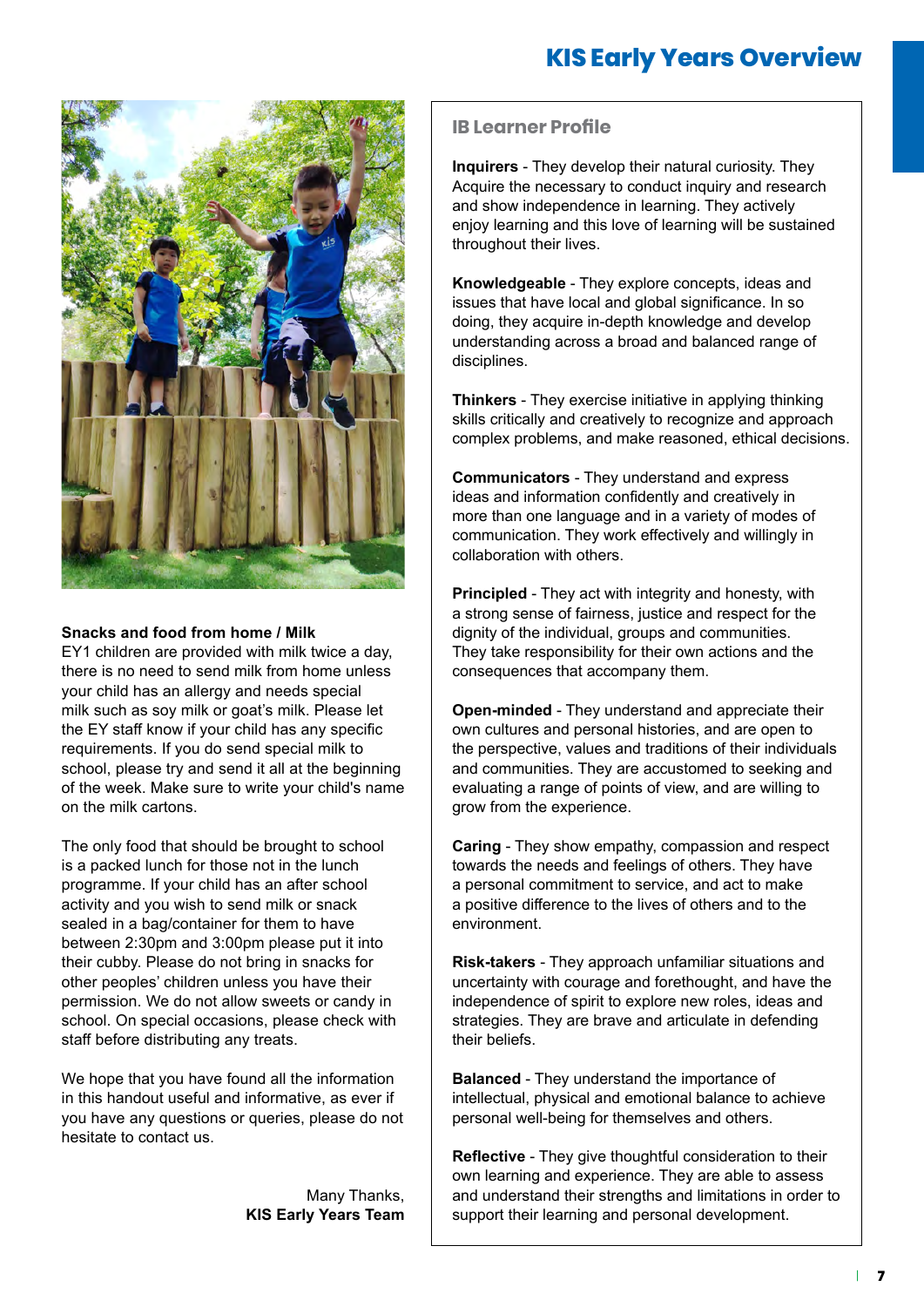### Snacks and food from home / Milk

EY1 children are provided with milk twice a day, there is no need to send milk from home unless your child has an allergy and needs special milk such as soy milk or goat's milk. Please let the EY staff know if your child has any specific requirements. If you do send special milk to school, please try and send it all at the beginning of the week. Make sure to write your child's name on the milk cartons.

The only food that should be brought to school is a packed lunch for those not in the lunch programme. If your child has an after school activity and you wish to send milk or snack sealed in a bag/container for them to have between 2:30pm and 3:00pm please put it into their cubby. Please do not bring in snacks for other peoples' children unless you have their permission. We do not allow sweets or candy in school. On special occasions, please check with staff before distributing any treats.

We hope that you have found all the information in this handout useful and informative, as ever if you have any questions or queries, please do not hesitate to contact us.

Many Thanks,
**KIS Early Years Team**

## IB Learner Profile

**Inquirers** - They develop their natural curiosity. They Acquire the necessary to conduct inquiry and research and show independence in learning. They actively enjoy learning and this love of learning will be sustained throughout their lives.

**Knowledgeable** - They explore concepts, ideas and issues that have local and global significance. In so doing, they acquire in-depth knowledge and develop understanding across a broad and balanced range of disciplines.

**Thinkers** - They exercise initiative in applying thinking skills critically and creatively to recognize and approach complex problems, and make reasoned, ethical decisions.

**Communicators** - They understand and express ideas and information confidently and creatively in more than one language and in a variety of modes of communication. They work effectively and willingly in collaboration with others.

**Principled** - They act with integrity and honesty, with a strong sense of fairness, justice and respect for the dignity of the individual, groups and communities. They take responsibility for their own actions and the consequences that accompany them.

**Open-minded** - They understand and appreciate their own cultures and personal histories, and are open to the perspective, values and traditions of their individuals and communities. They are accustomed to seeking and evaluating a range of points of view, and are willing to grow from the experience.

**Caring** - They show empathy, compassion and respect towards the needs and feelings of others. They have a personal commitment to service, and act to make a positive difference to the lives of others and to the environment.

**Risk-takers** - They approach unfamiliar situations and uncertainty with courage and forethought, and have the independence of spirit to explore new roles, ideas and strategies. They are brave and articulate in defending their beliefs.

**Balanced** - They understand the importance of intellectual, physical and emotional balance to achieve personal well-being for themselves and others.

**Reflective** - They give thoughtful consideration to their own learning and experience. They are able to assess and understand their strengths and limitations in order to support their learning and personal development.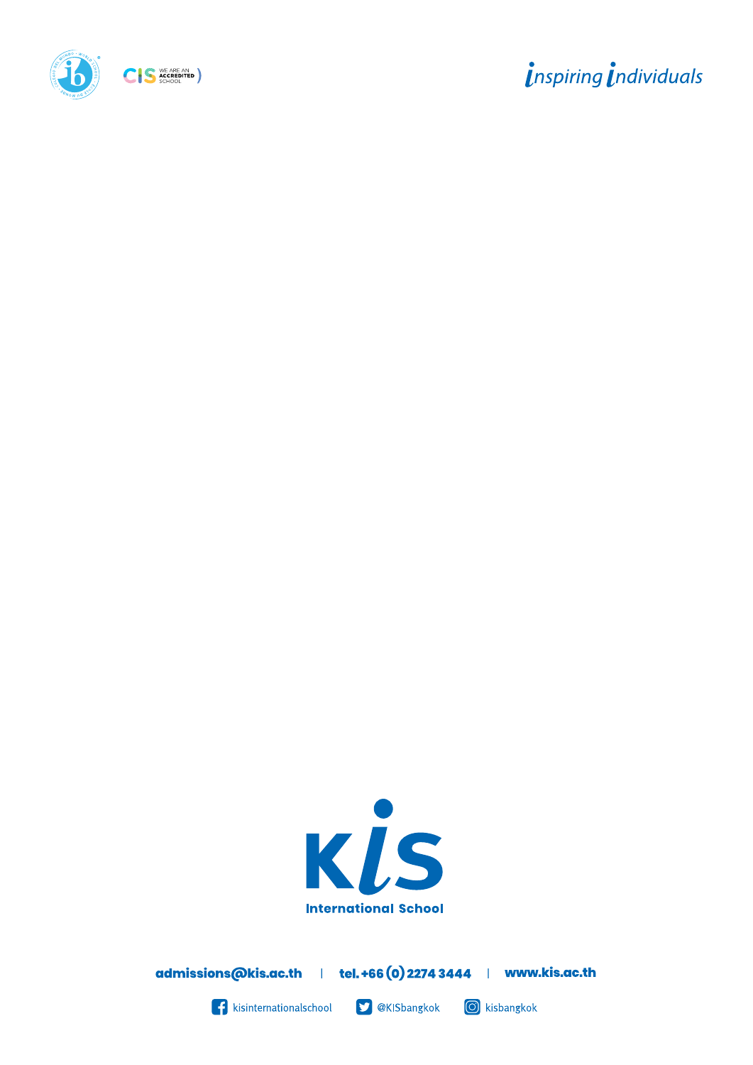inspiring individuals

KIS International School

admissions@kis.ac.th | tel. +66 (0) 2274 3444 | www.kis.ac.th

kisinternationalschool @KISbangkok kisbangkok